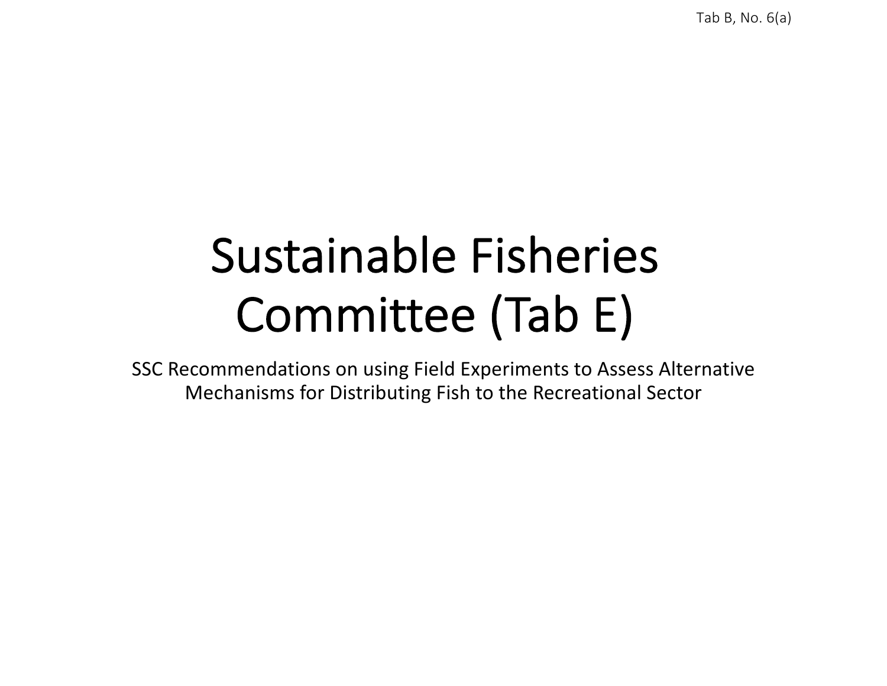Tab B, No. 6(a)

# Sustainable Fisheries Committee (Tab E)

SSC Recommendations on using Field Experiments to Assess Alternative Mechanisms for Distributing Fish to the Recreational Sector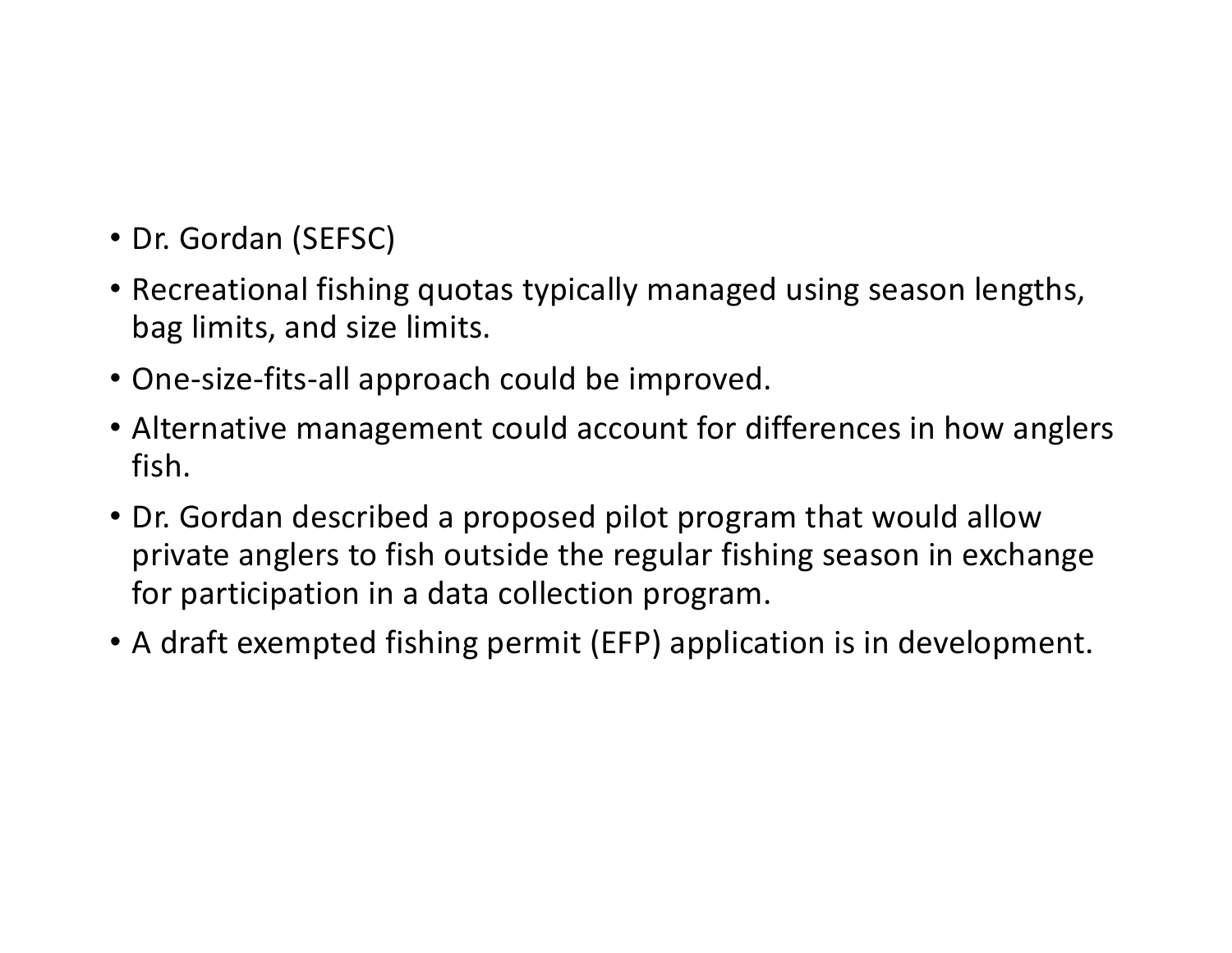- Dr. Gordan (SEFSC)
- Recreational fishing quotas typically managed using season lengths, bag limits, and size limits.
- One-size-fits-all approach could be improved.
- Alternative management could account for differences in how anglers fish.
- Dr. Gordan described a proposed pilot program that would allow private anglers to fish outside the regular fishing season in exchange for participation in a data collection program.
- A draft exempted fishing permit (EFP) application is in development.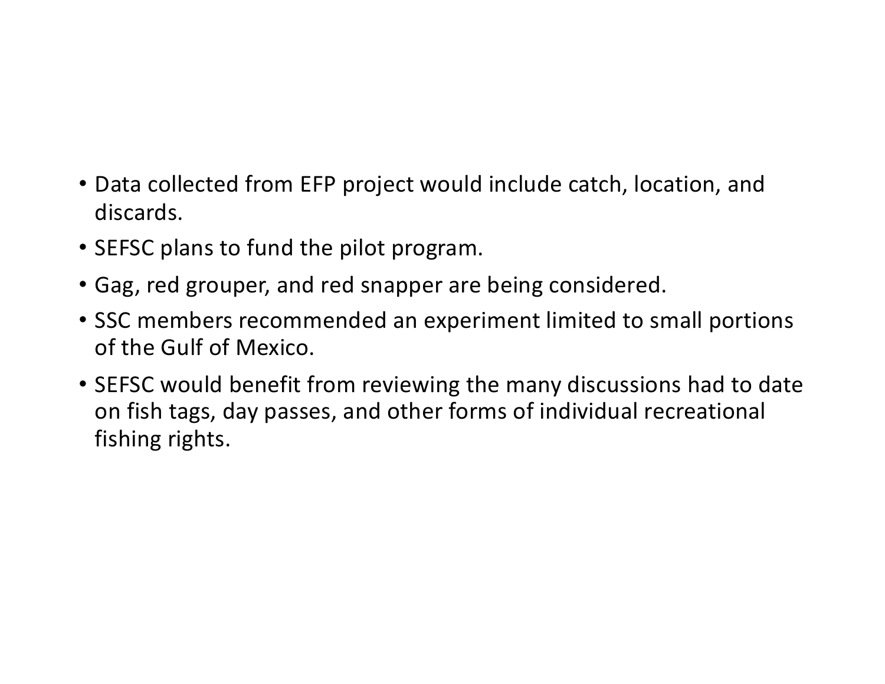- Data collected from EFP project would include catch, location, and discards.
- SEFSC plans to fund the pilot program.
- Gag, red grouper, and red snapper are being considered.
- SSC members recommended an experiment limited to small portions of the Gulf of Mexico.
- SEFSC would benefit from reviewing the many discussions had to date on fish tags, day passes, and other forms of individual recreational fishing rights.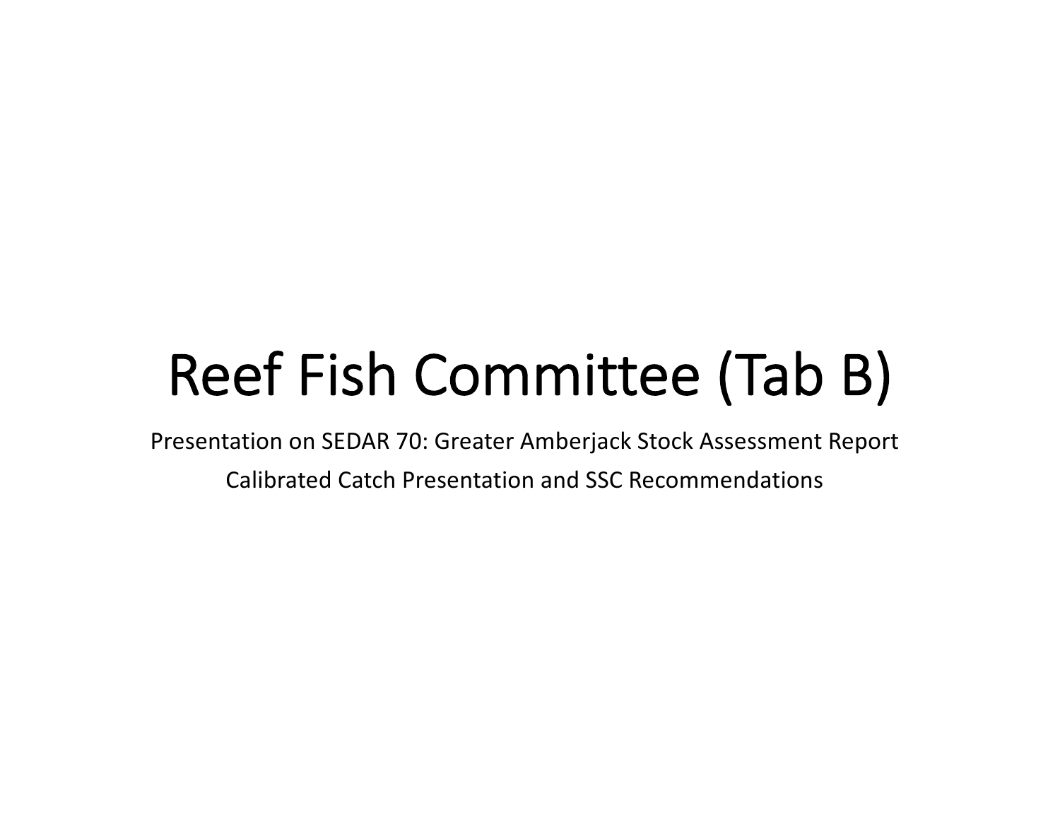# Reef Fish Committee (Tab B)

Presentation on SEDAR 70: Greater Amberjack Stock Assessment Report

Calibrated Catch Presentation and SSC Recommendations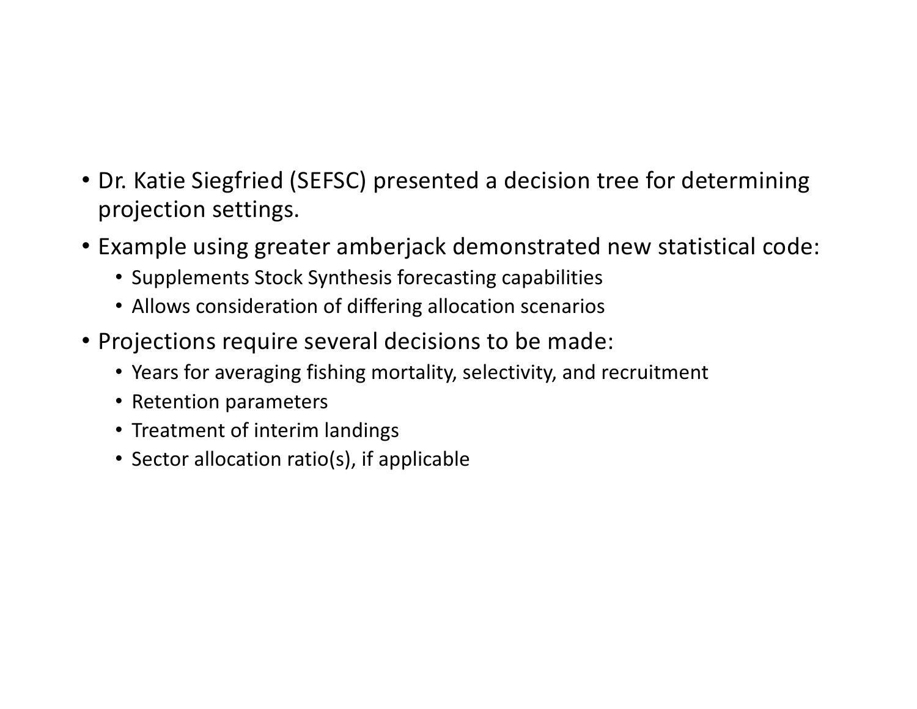- Dr. Katie Siegfried (SEFSC) presented a decision tree for determining projection settings.
- Example using greater amberjack demonstrated new statistical code:
  - Supplements Stock Synthesis forecasting capabilities
  - Allows consideration of differing allocation scenarios
- Projections require several decisions to be made:
  - Years for averaging fishing mortality, selectivity, and recruitment
  - Retention parameters
  - Treatment of interim landings
  - Sector allocation ratio(s), if applicable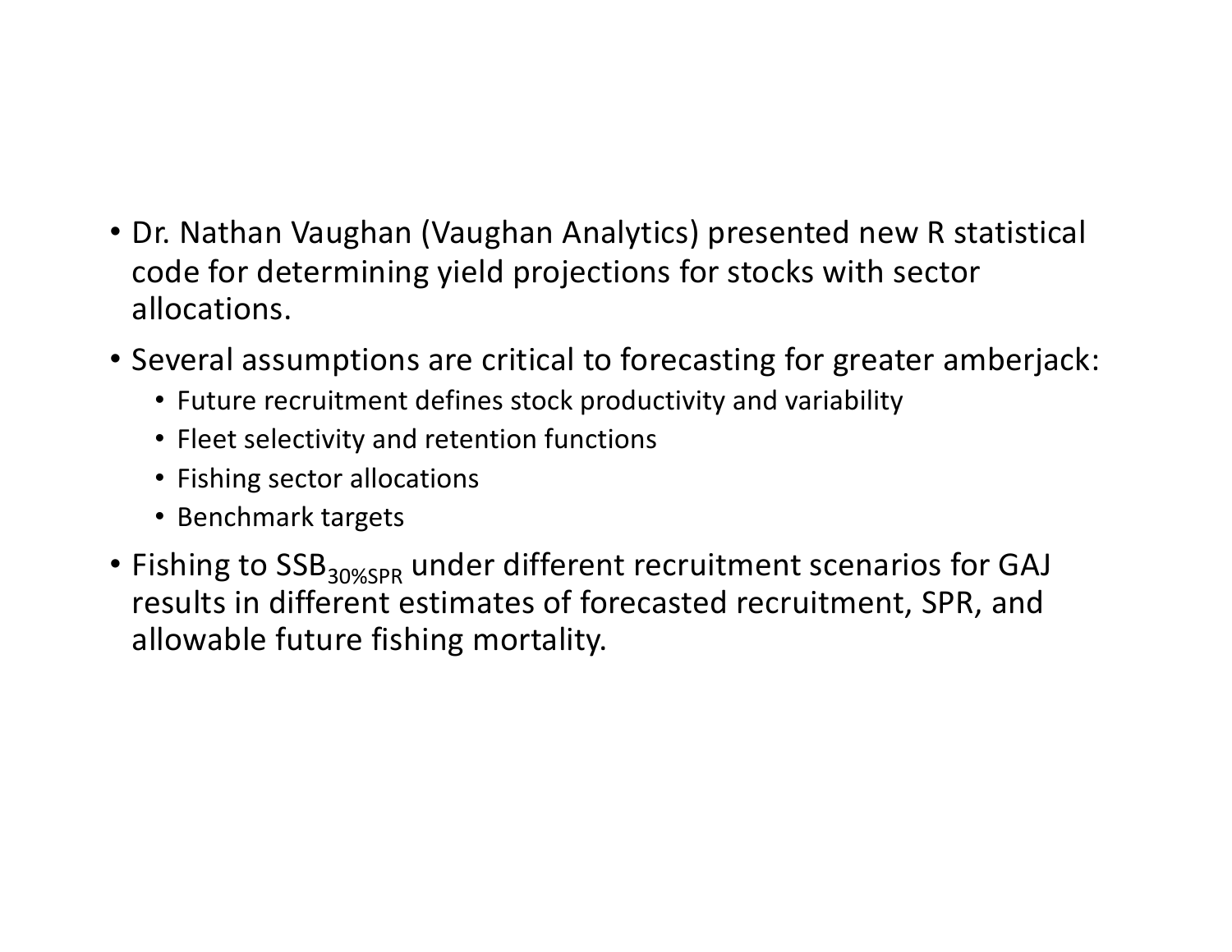- Dr. Nathan Vaughan (Vaughan Analytics) presented new R statistical code for determining yield projections for stocks with sector allocations.
- Several assumptions are critical to forecasting for greater amberjack:
  - Future recruitment defines stock productivity and variability
  - Fleet selectivity and retention functions
  - Fishing sector allocations
  - Benchmark targets
- Fishing to $SSB_{30\%SPR}$ under different recruitment scenarios for GAJ results in different estimates of forecasted recruitment, SPR, and allowable future fishing mortality.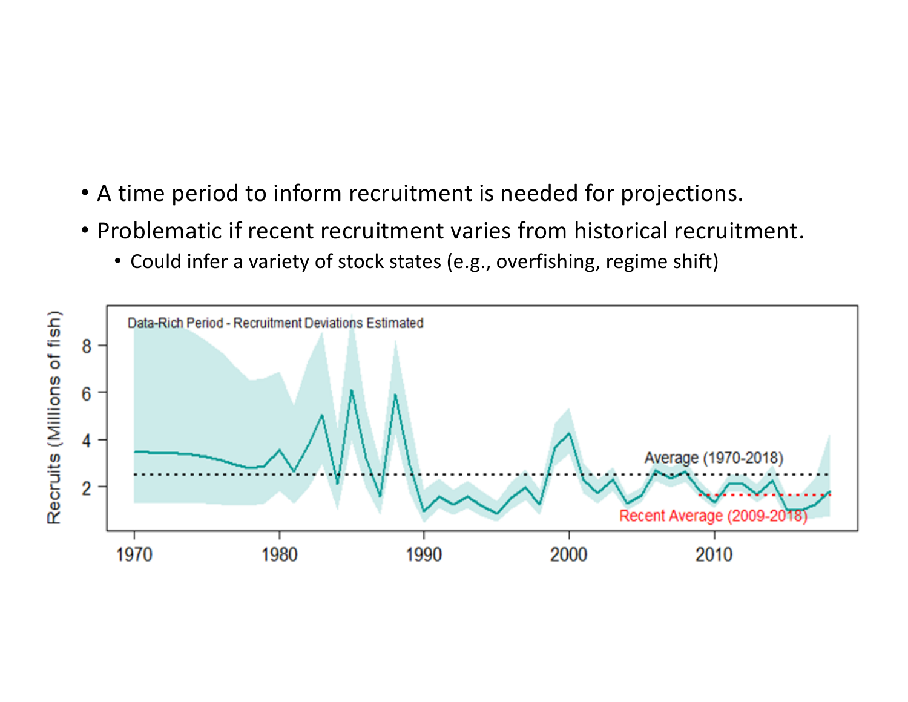- A time period to inform recruitment is needed for projections.
- Problematic if recent recruitment varies from historical recruitment.
  - Could infer a variety of stock states (e.g., overfishing, regime shift)

Data-Rich Period - Recruitment Deviations Estimated

Average (1970-2018)

Recent Average (2009-2018)

Recruits (Millions of fish)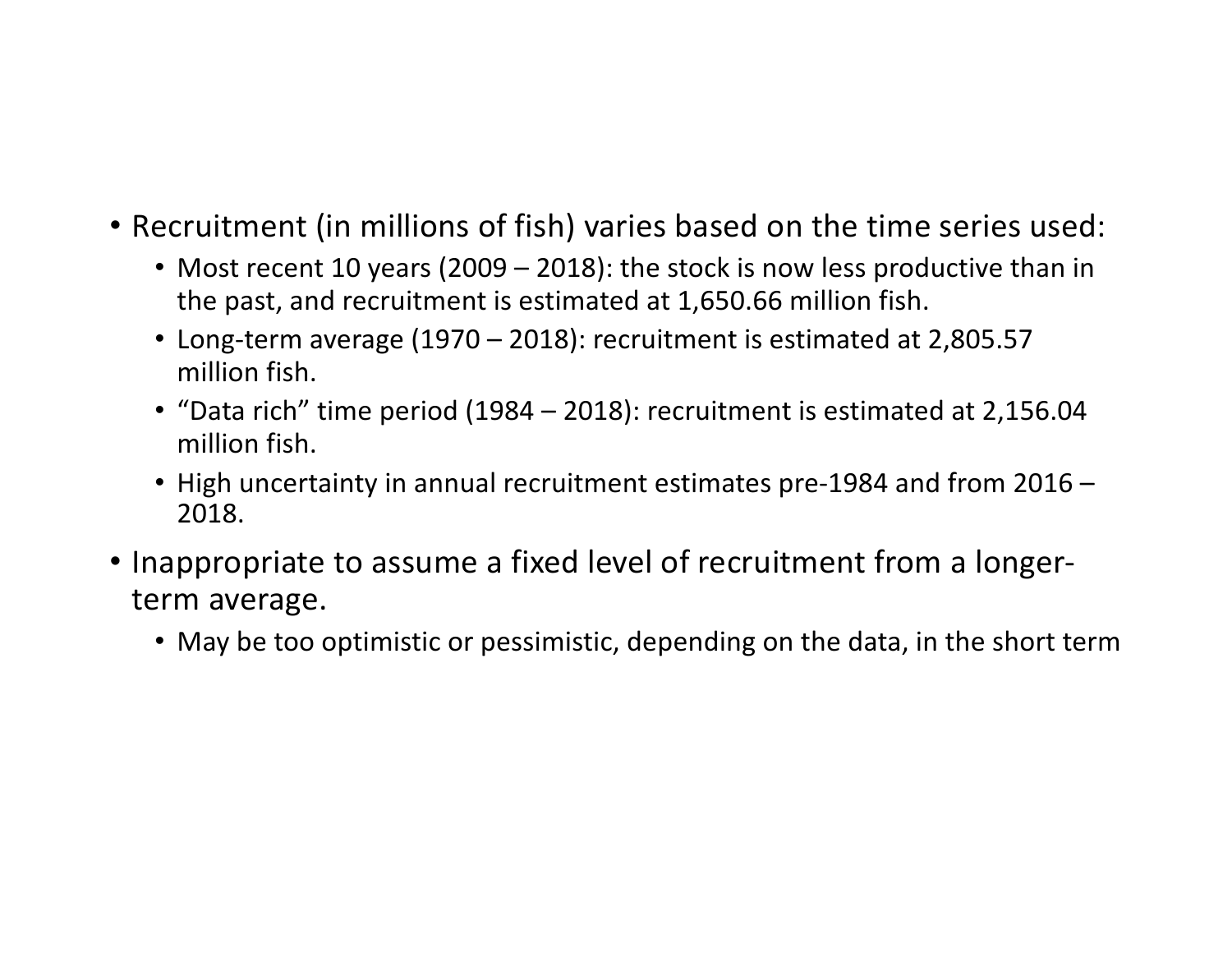- Recruitment (in millions of fish) varies based on the time series used:
  - Most recent 10 years (2009 – 2018): the stock is now less productive than in the past, and recruitment is estimated at 1,650.66 million fish.
  - Long-term average (1970 – 2018): recruitment is estimated at 2,805.57 million fish.
  - "Data rich" time period (1984 – 2018): recruitment is estimated at 2,156.04 million fish.
  - High uncertainty in annual recruitment estimates pre-1984 and from 2016 – 2018.
- Inappropriate to assume a fixed level of recruitment from a longer-term average.
  - May be too optimistic or pessimistic, depending on the data, in the short term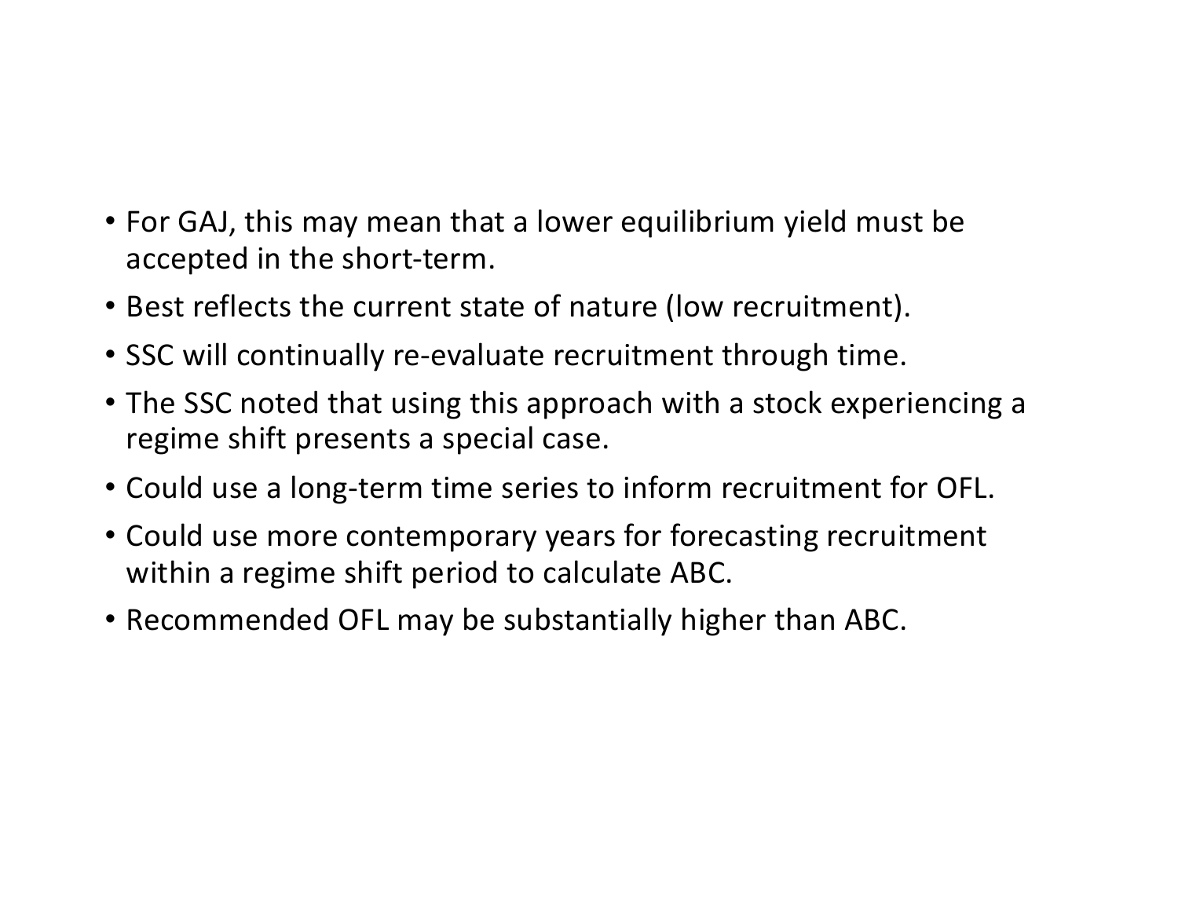- For GAJ, this may mean that a lower equilibrium yield must be accepted in the short-term.
- Best reflects the current state of nature (low recruitment).
- SSC will continually re-evaluate recruitment through time.
- The SSC noted that using this approach with a stock experiencing a regime shift presents a special case.
- Could use a long-term time series to inform recruitment for OFL.
- Could use more contemporary years for forecasting recruitment within a regime shift period to calculate ABC.
- Recommended OFL may be substantially higher than ABC.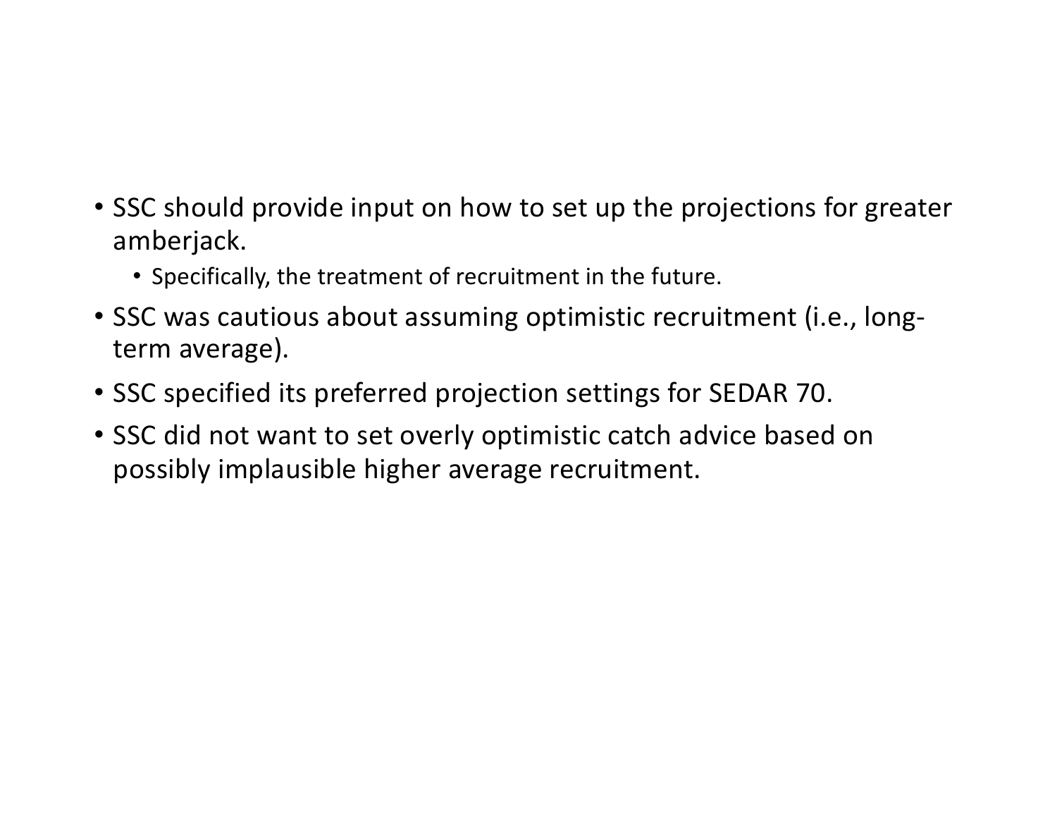- SSC should provide input on how to set up the projections for greater amberjack.
  - Specifically, the treatment of recruitment in the future.
- SSC was cautious about assuming optimistic recruitment (i.e., long-term average).
- SSC specified its preferred projection settings for SEDAR 70.
- SSC did not want to set overly optimistic catch advice based on possibly implausible higher average recruitment.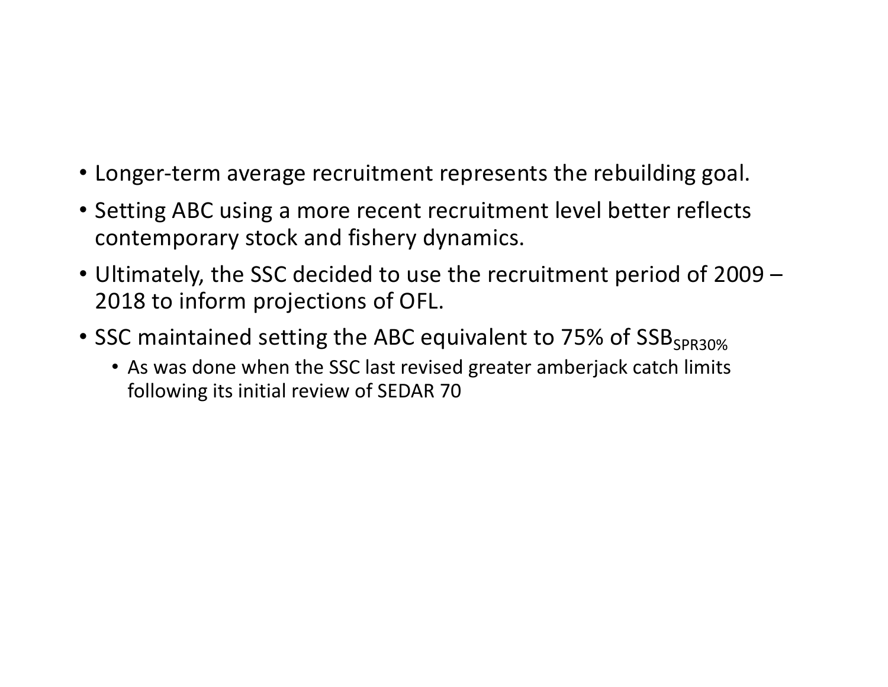- Longer-term average recruitment represents the rebuilding goal.
- Setting ABC using a more recent recruitment level better reflects contemporary stock and fishery dynamics.
- Ultimately, the SSC decided to use the recruitment period of 2009 – 2018 to inform projections of OFL.
- SSC maintained setting the ABC equivalent to 75% of $SSB_{SPR30\%}$
  - As was done when the SSC last revised greater amberjack catch limits following its initial review of SEDAR 70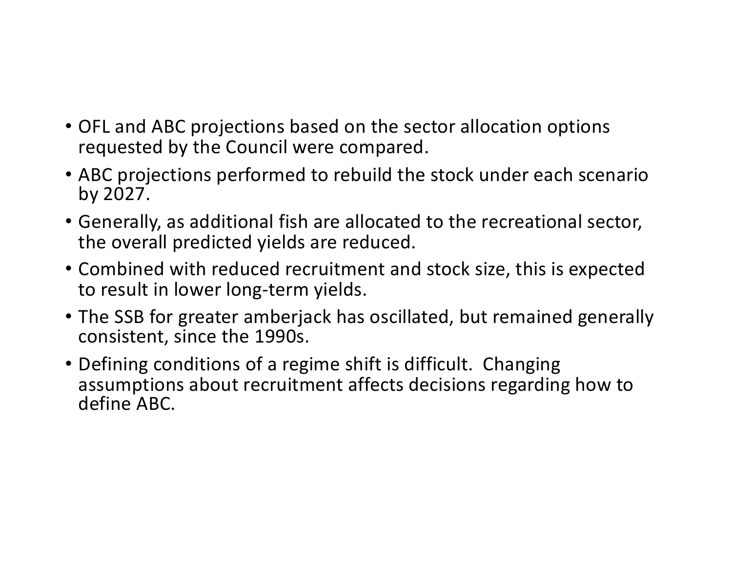- OFL and ABC projections based on the sector allocation options requested by the Council were compared.
- ABC projections performed to rebuild the stock under each scenario by 2027.
- Generally, as additional fish are allocated to the recreational sector, the overall predicted yields are reduced.
- Combined with reduced recruitment and stock size, this is expected to result in lower long-term yields.
- The SSB for greater amberjack has oscillated, but remained generally consistent, since the 1990s.
- Defining conditions of a regime shift is difficult. Changing assumptions about recruitment affects decisions regarding how to define ABC.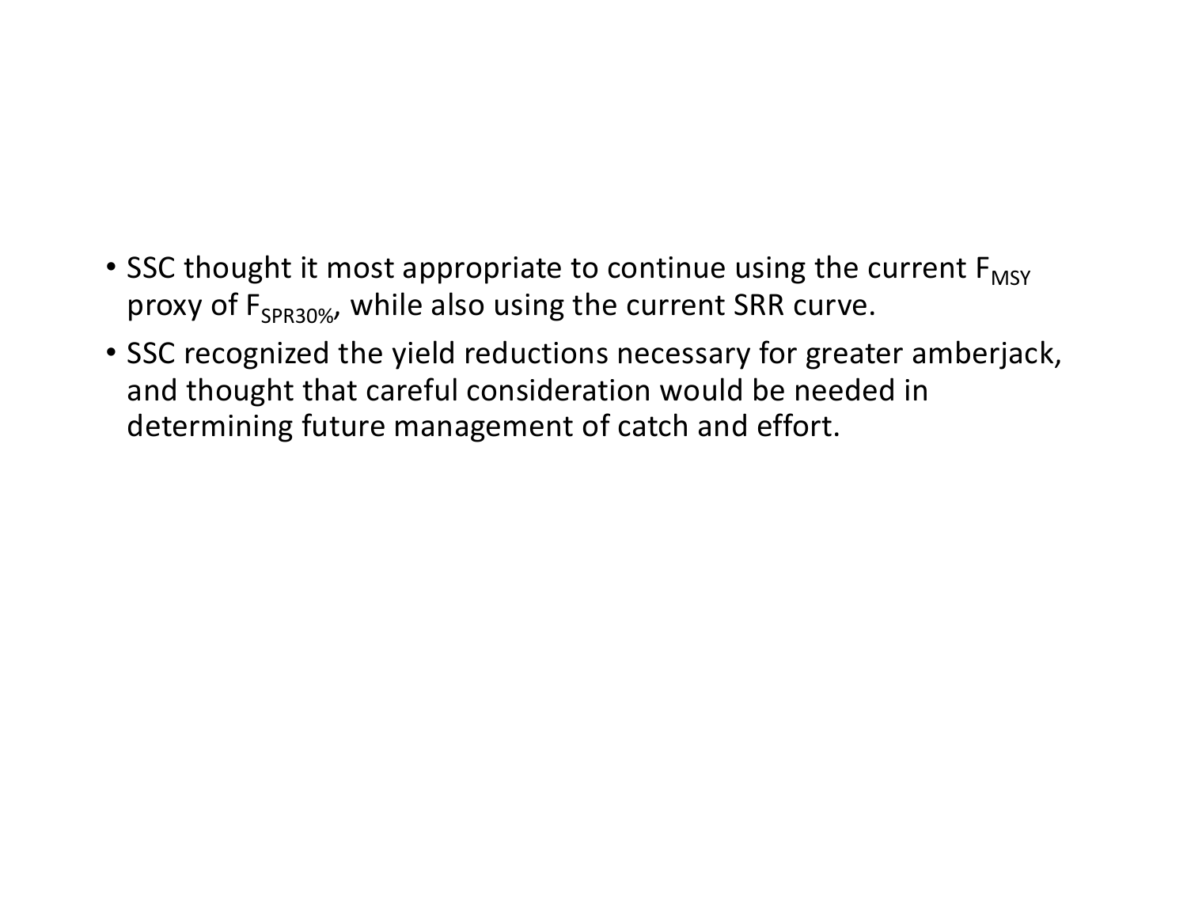- SSC thought it most appropriate to continue using the current $F_{MSY}$ proxy of $F_{SPR30\%}$, while also using the current SRR curve.
- SSC recognized the yield reductions necessary for greater amberjack, and thought that careful consideration would be needed in determining future management of catch and effort.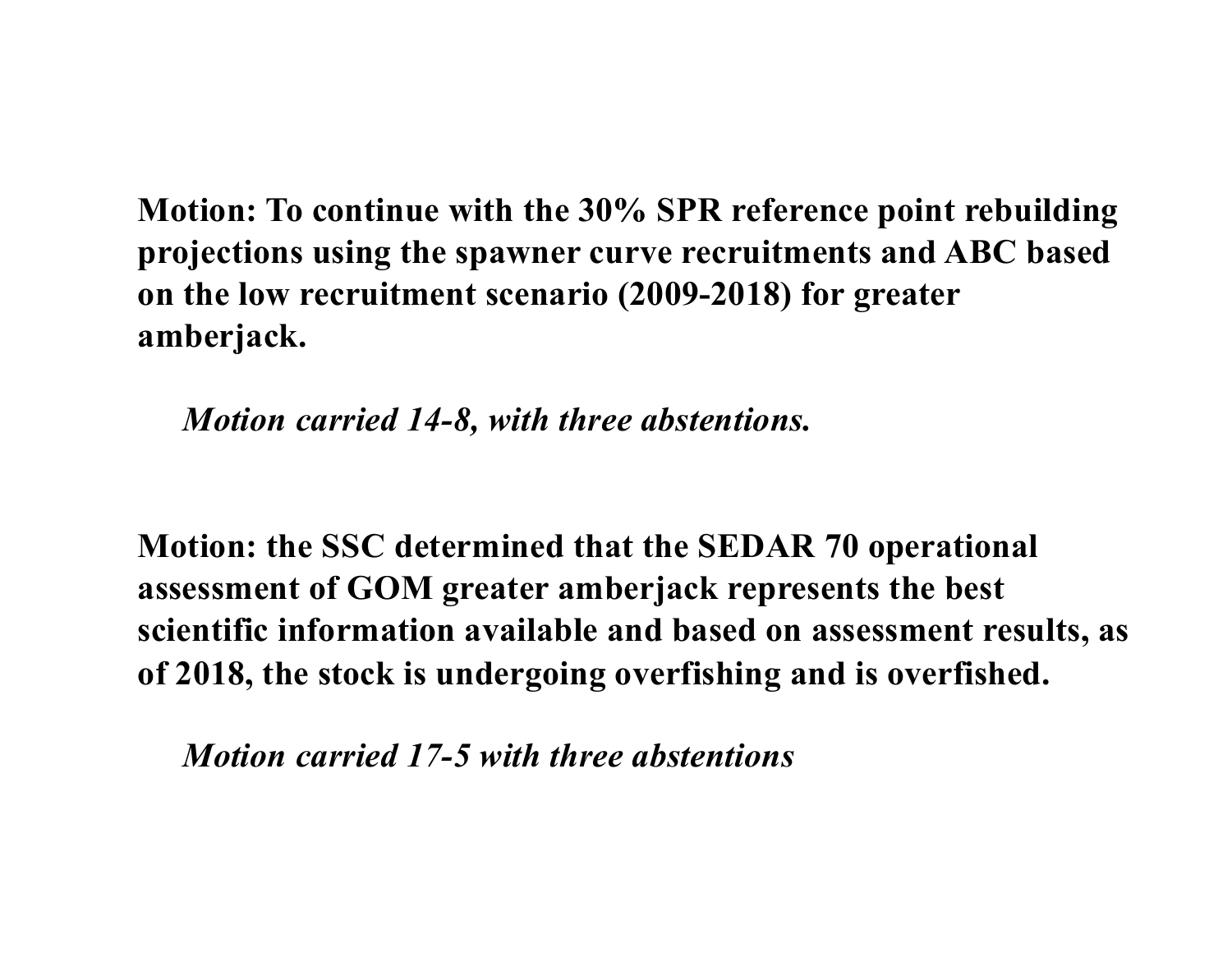**Motion: To continue with the 30% SPR reference point rebuilding projections using the spawner curve recruitments and ABC based on the low recruitment scenario (2009-2018) for greater amberjack.**

***Motion carried 14-8, with three abstentions.***

**Motion: the SSC determined that the SEDAR 70 operational assessment of GOM greater amberjack represents the best scientific information available and based on assessment results, as of 2018, the stock is undergoing overfishing and is overfished.**

***Motion carried 17-5 with three abstentions***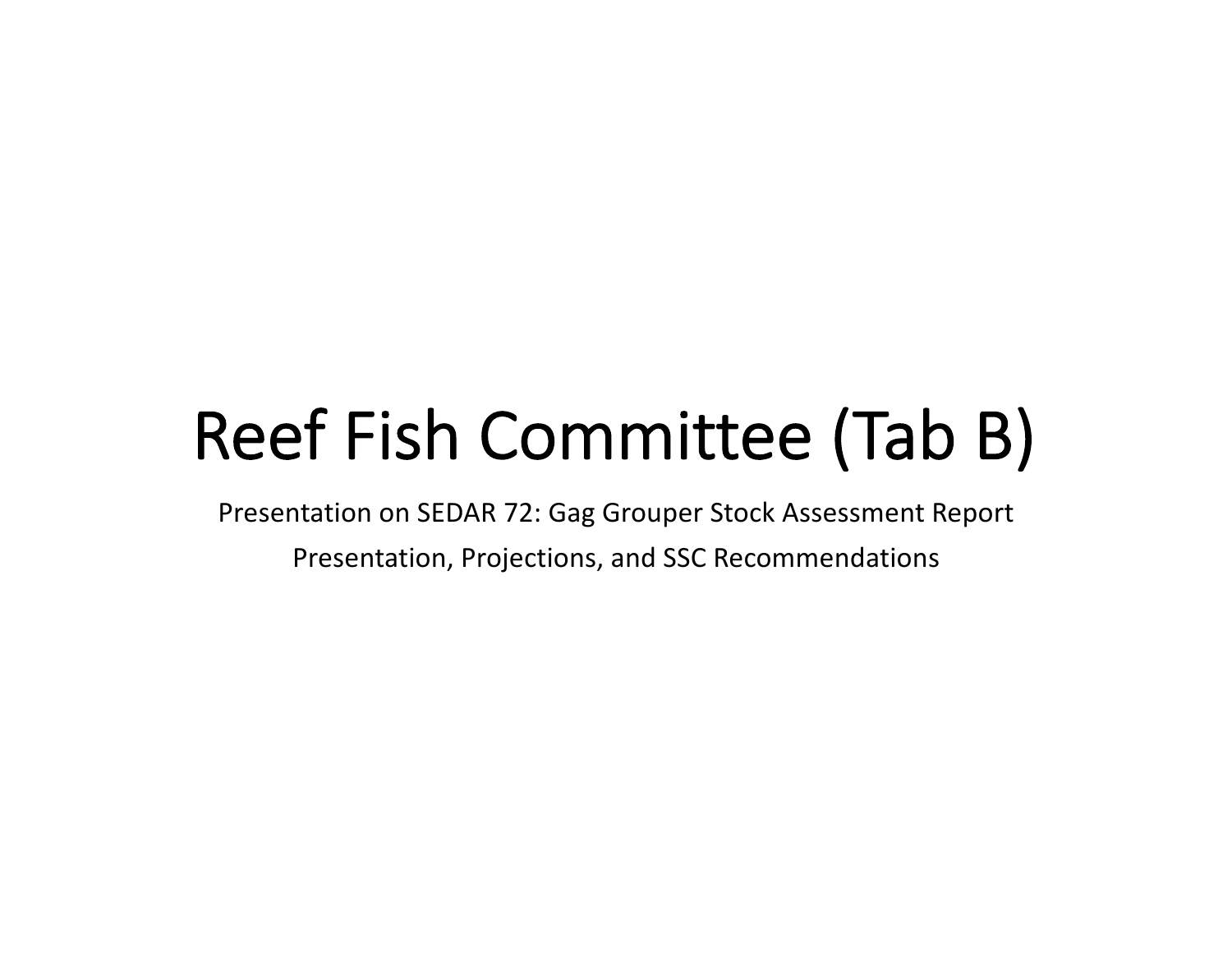# Reef Fish Committee (Tab B)

Presentation on SEDAR 72: Gag Grouper Stock Assessment Report

Presentation, Projections, and SSC Recommendations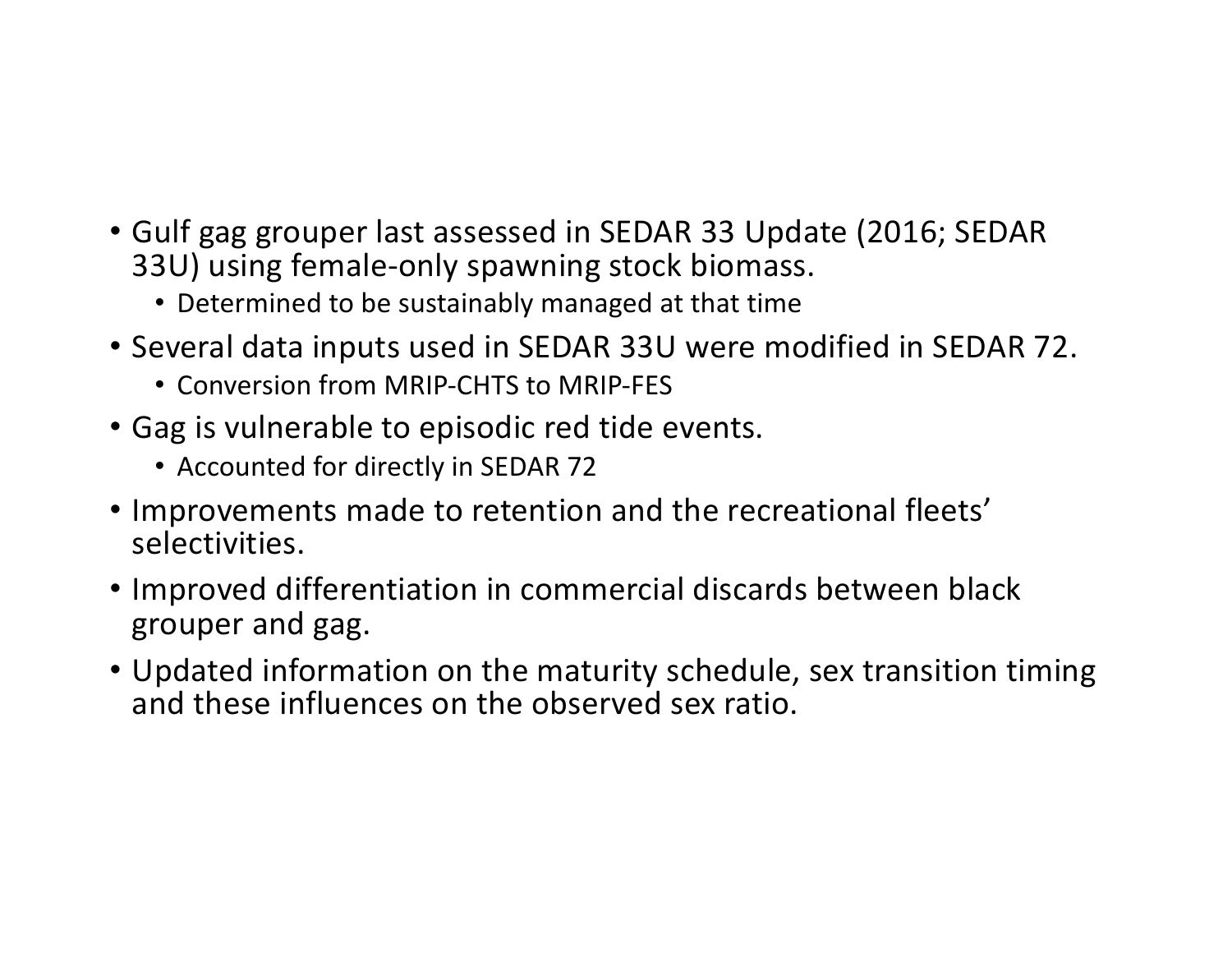- Gulf gag grouper last assessed in SEDAR 33 Update (2016; SEDAR 33U) using female-only spawning stock biomass.
  - Determined to be sustainably managed at that time
- Several data inputs used in SEDAR 33U were modified in SEDAR 72.
  - Conversion from MRIP-CHTS to MRIP-FES
- Gag is vulnerable to episodic red tide events.
  - Accounted for directly in SEDAR 72
- Improvements made to retention and the recreational fleets' selectivities.
- Improved differentiation in commercial discards between black grouper and gag.
- Updated information on the maturity schedule, sex transition timing and these influences on the observed sex ratio.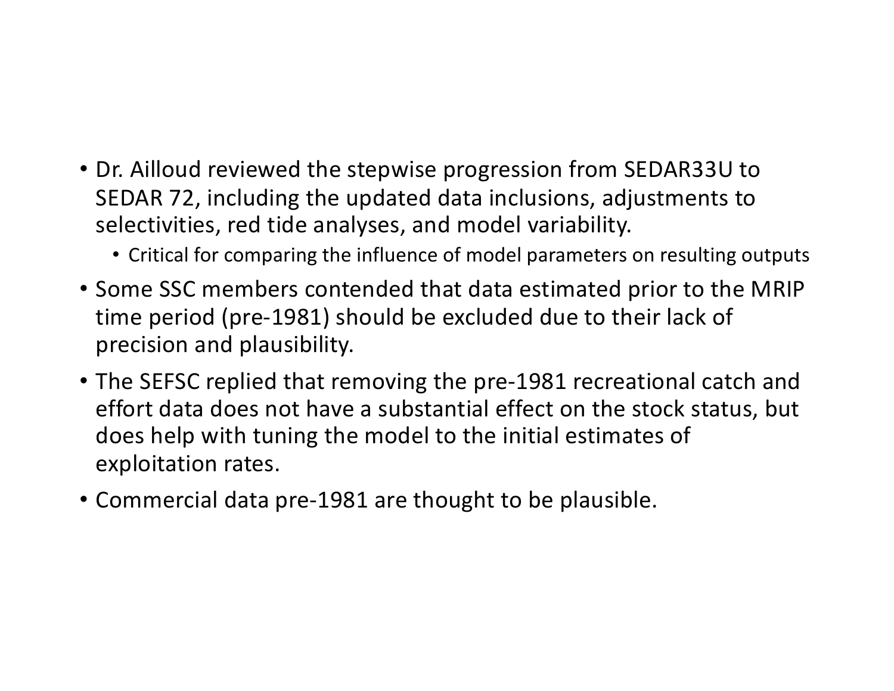- Dr. Ailloud reviewed the stepwise progression from SEDAR33U to SEDAR 72, including the updated data inclusions, adjustments to selectivities, red tide analyses, and model variability.
  - Critical for comparing the influence of model parameters on resulting outputs
- Some SSC members contended that data estimated prior to the MRIP time period (pre-1981) should be excluded due to their lack of precision and plausibility.
- The SEFSC replied that removing the pre-1981 recreational catch and effort data does not have a substantial effect on the stock status, but does help with tuning the model to the initial estimates of exploitation rates.
- Commercial data pre-1981 are thought to be plausible.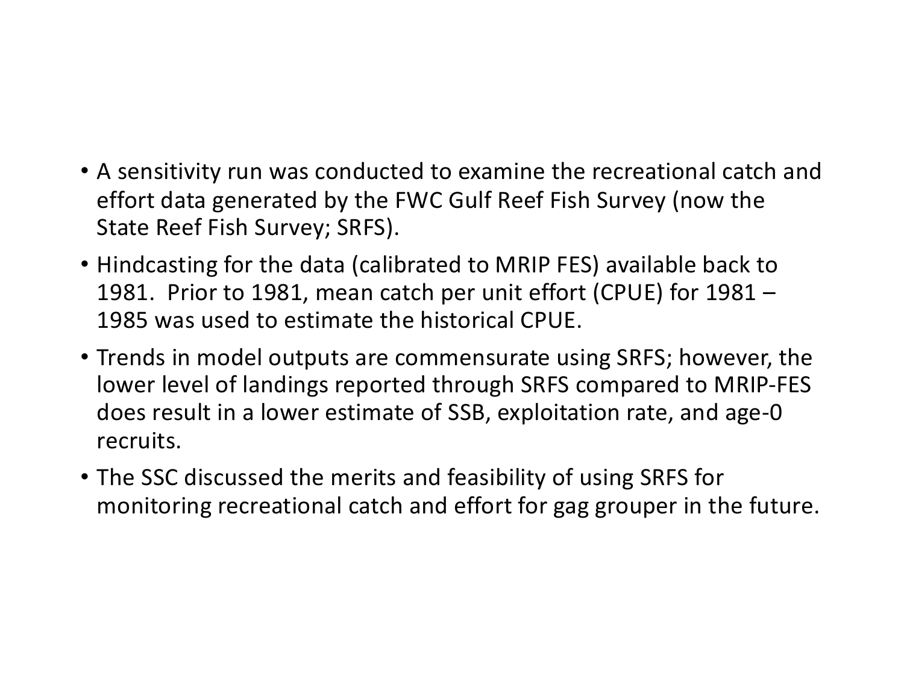- A sensitivity run was conducted to examine the recreational catch and effort data generated by the FWC Gulf Reef Fish Survey (now the State Reef Fish Survey; SRFS).
- Hindcasting for the data (calibrated to MRIP FES) available back to 1981. Prior to 1981, mean catch per unit effort (CPUE) for 1981 – 1985 was used to estimate the historical CPUE.
- Trends in model outputs are commensurate using SRFS; however, the lower level of landings reported through SRFS compared to MRIP-FES does result in a lower estimate of SSB, exploitation rate, and age-0 recruits.
- The SSC discussed the merits and feasibility of using SRFS for monitoring recreational catch and effort for gag grouper in the future.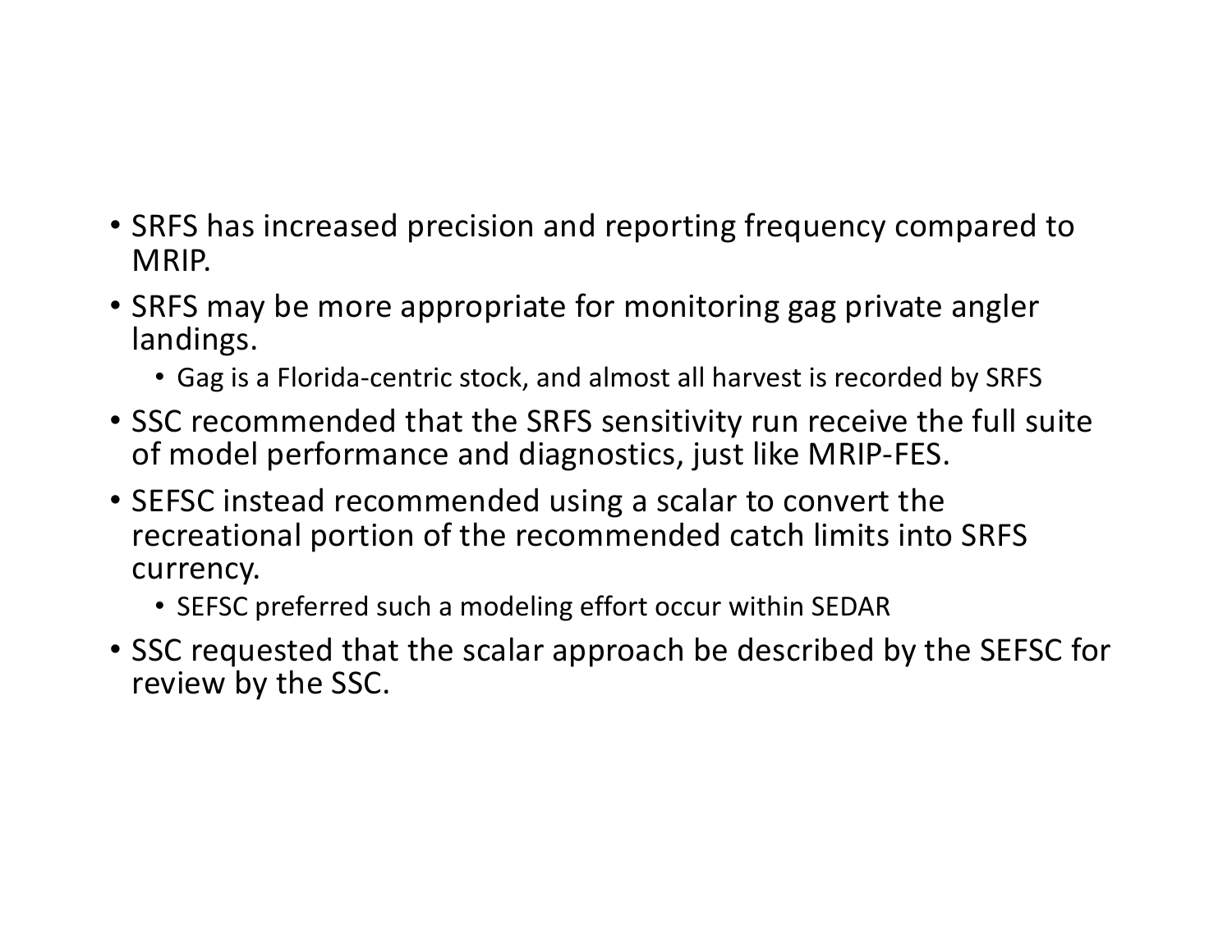- SRFS has increased precision and reporting frequency compared to MRIP.
- SRFS may be more appropriate for monitoring gag private angler landings.
  - Gag is a Florida-centric stock, and almost all harvest is recorded by SRFS
- SSC recommended that the SRFS sensitivity run receive the full suite of model performance and diagnostics, just like MRIP-FES.
- SEFSC instead recommended using a scalar to convert the recreational portion of the recommended catch limits into SRFS currency.
  - SEFSC preferred such a modeling effort occur within SEDAR
- SSC requested that the scalar approach be described by the SEFSC for review by the SSC.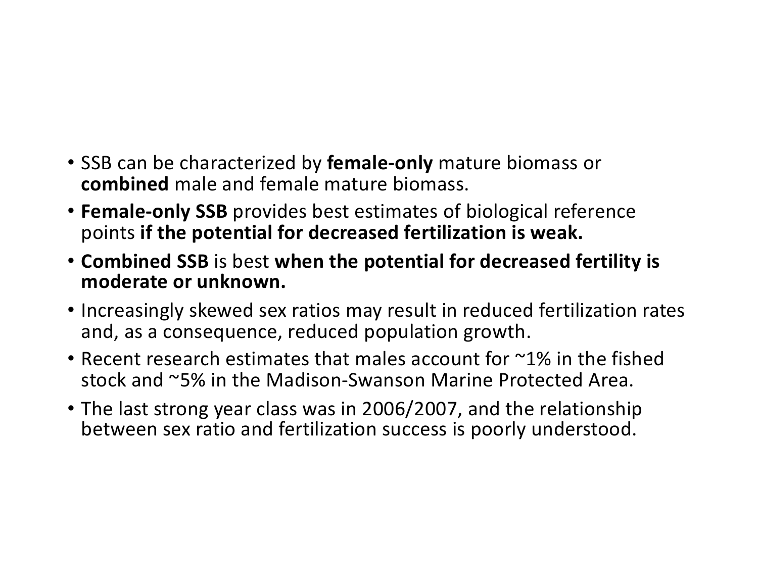- SSB can be characterized by **female-only** mature biomass or **combined** male and female mature biomass.
- **Female-only SSB** provides best estimates of biological reference points **if the potential for decreased fertilization is weak.**
- **Combined SSB** is best **when the potential for decreased fertility is moderate or unknown.**
- Increasingly skewed sex ratios may result in reduced fertilization rates and, as a consequence, reduced population growth.
- Recent research estimates that males account for ~1% in the fished stock and ~5% in the Madison-Swanson Marine Protected Area.
- The last strong year class was in 2006/2007, and the relationship between sex ratio and fertilization success is poorly understood.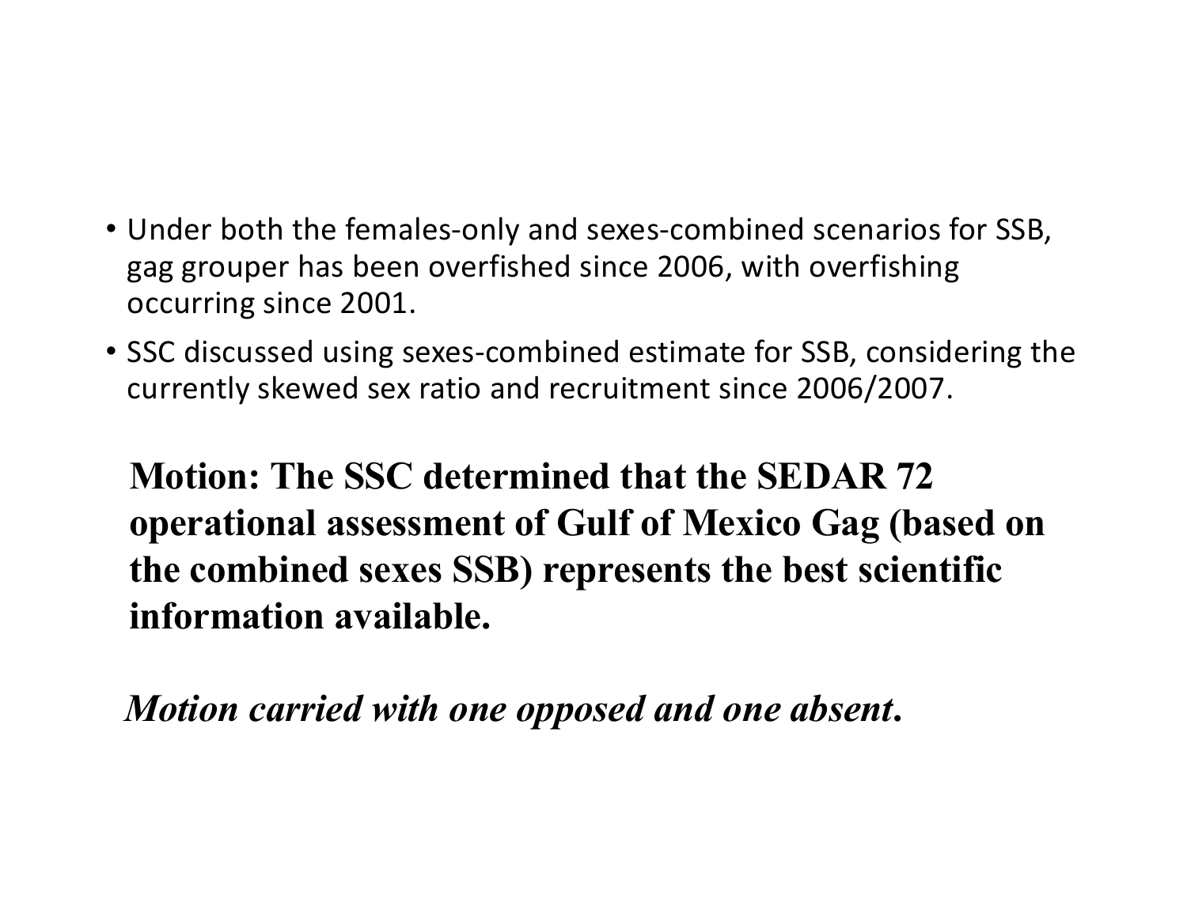- Under both the females-only and sexes-combined scenarios for SSB, gag grouper has been overfished since 2006, with overfishing occurring since 2001.
- SSC discussed using sexes-combined estimate for SSB, considering the currently skewed sex ratio and recruitment since 2006/2007.

**Motion: The SSC determined that the SEDAR 72 operational assessment of Gulf of Mexico Gag (based on the combined sexes SSB) represents the best scientific information available.**

***Motion carried with one opposed and one absent.***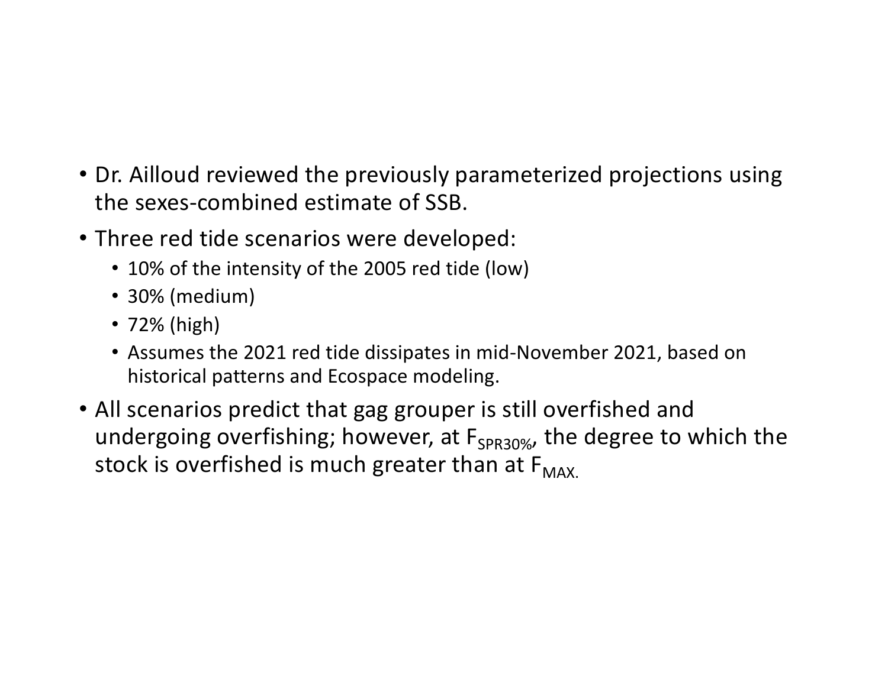- Dr. Ailloud reviewed the previously parameterized projections using the sexes-combined estimate of SSB.
- Three red tide scenarios were developed:
  - 10% of the intensity of the 2005 red tide (low)
  - 30% (medium)
  - 72% (high)
  - Assumes the 2021 red tide dissipates in mid-November 2021, based on historical patterns and Ecospace modeling.
- All scenarios predict that gag grouper is still overfished and undergoing overfishing; however, at $F_{SPR30\%}$, the degree to which the stock is overfished is much greater than at $F_{MAX.}$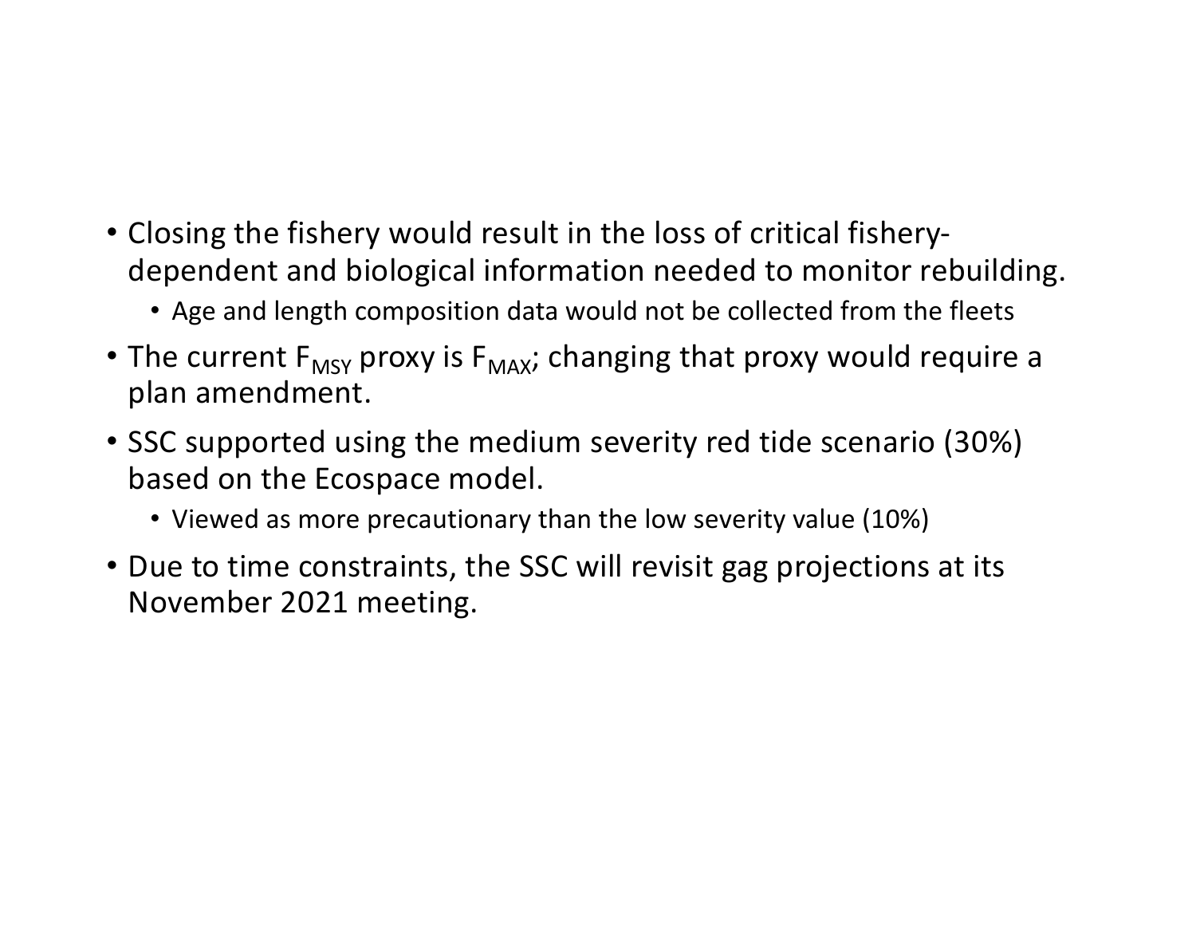- Closing the fishery would result in the loss of critical fishery-dependent and biological information needed to monitor rebuilding.
  - Age and length composition data would not be collected from the fleets
- The current $F_{MSY}$ proxy is $F_{MAX}$; changing that proxy would require a plan amendment.
- SSC supported using the medium severity red tide scenario (30%) based on the Ecospace model.
  - Viewed as more precautionary than the low severity value (10%)
- Due to time constraints, the SSC will revisit gag projections at its November 2021 meeting.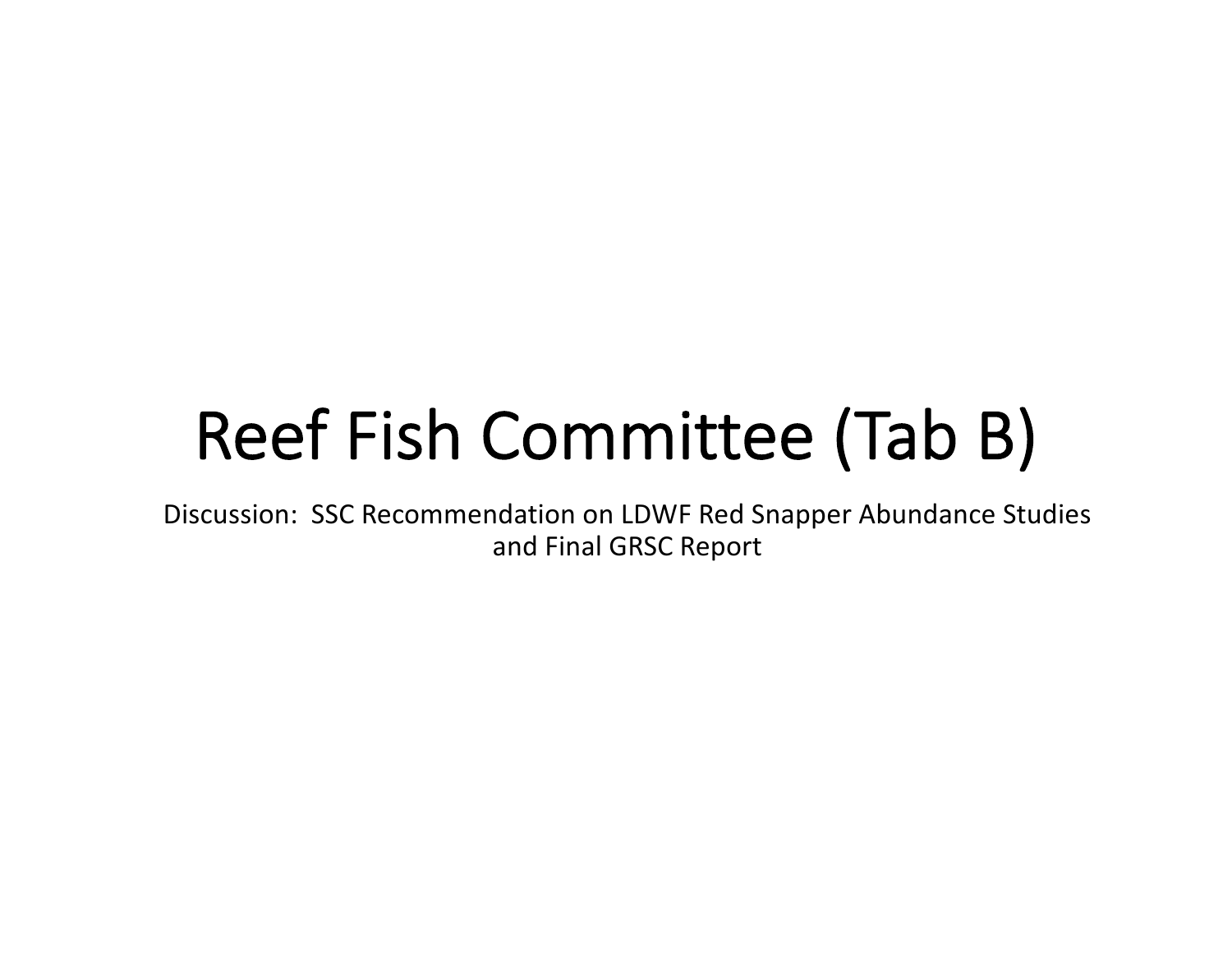# Reef Fish Committee (Tab B)

Discussion: SSC Recommendation on LDWF Red Snapper Abundance Studies and Final GRSC Report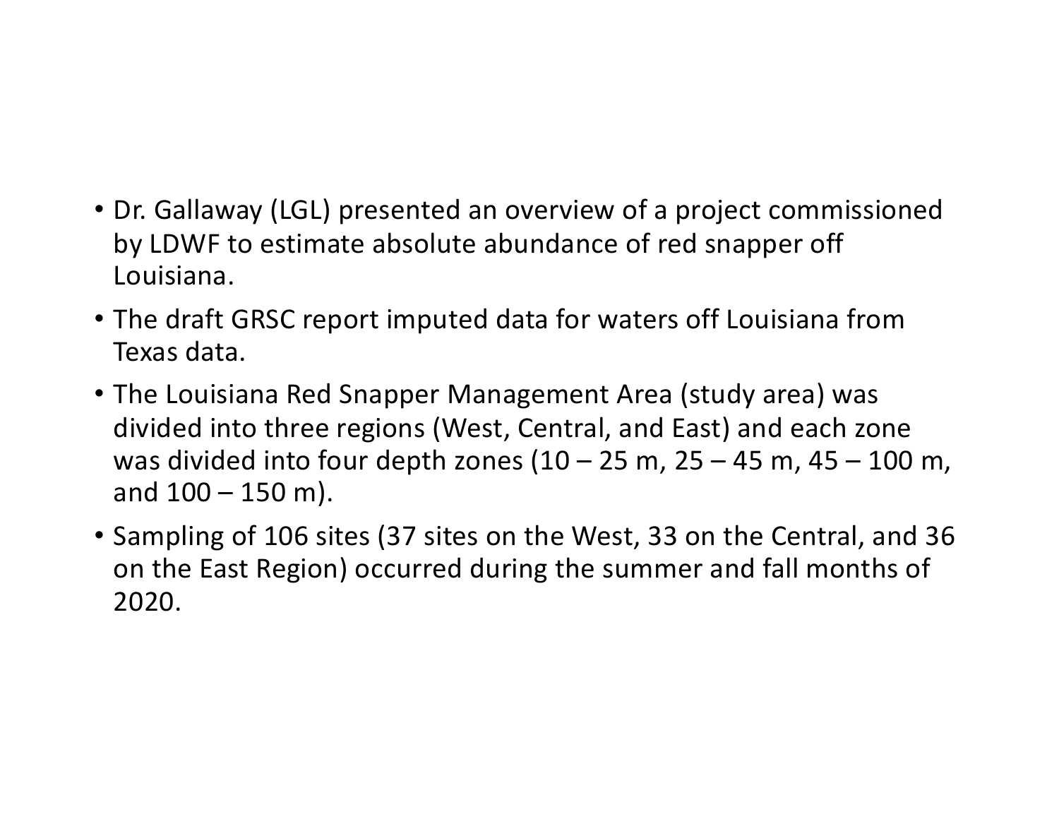- Dr. Gallaway (LGL) presented an overview of a project commissioned by LDWF to estimate absolute abundance of red snapper off Louisiana.
- The draft GRSC report imputed data for waters off Louisiana from Texas data.
- The Louisiana Red Snapper Management Area (study area) was divided into three regions (West, Central, and East) and each zone was divided into four depth zones (10 – 25 m, 25 – 45 m, 45 – 100 m, and 100 – 150 m).
- Sampling of 106 sites (37 sites on the West, 33 on the Central, and 36 on the East Region) occurred during the summer and fall months of 2020.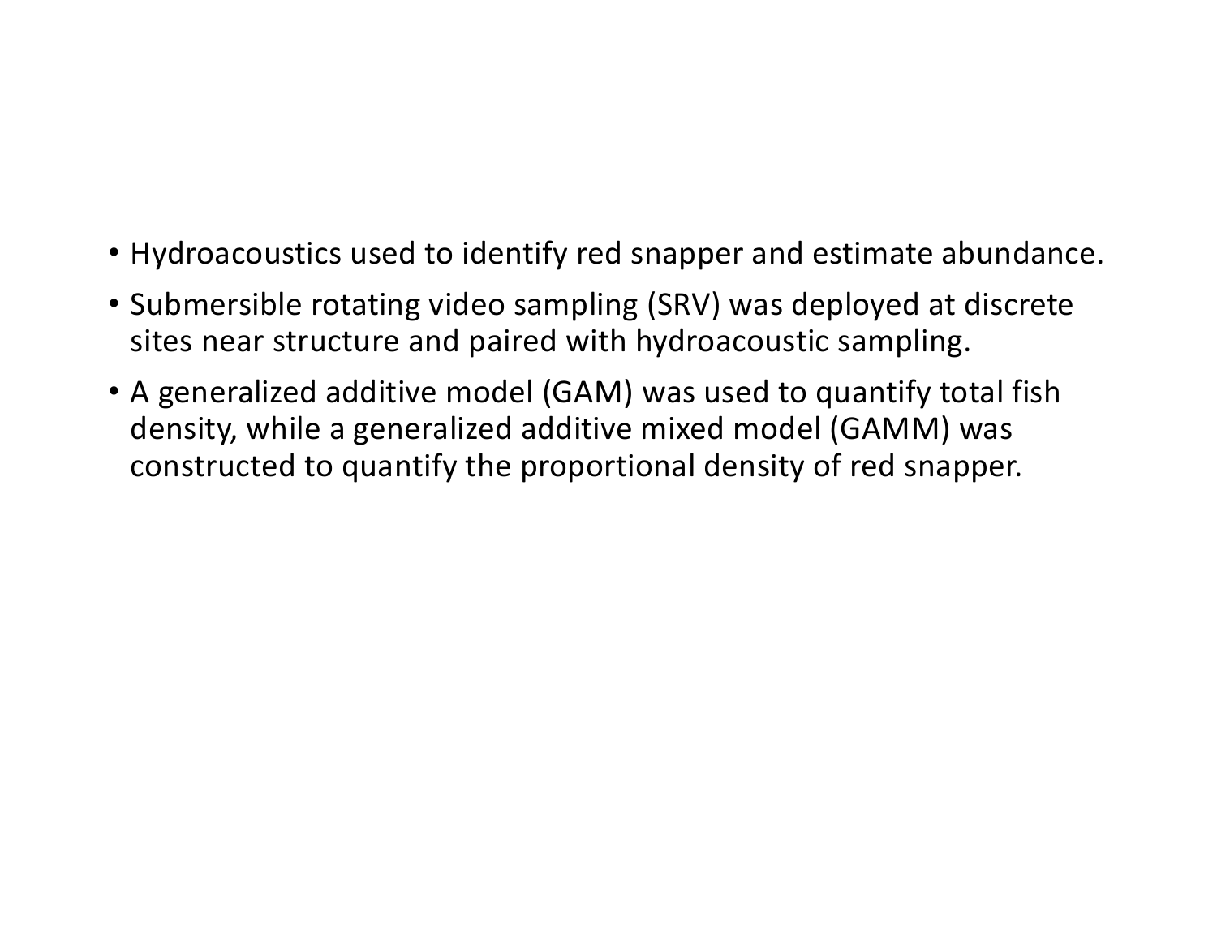- Hydroacoustics used to identify red snapper and estimate abundance.
- Submersible rotating video sampling (SRV) was deployed at discrete sites near structure and paired with hydroacoustic sampling.
- A generalized additive model (GAM) was used to quantify total fish density, while a generalized additive mixed model (GAMM) was constructed to quantify the proportional density of red snapper.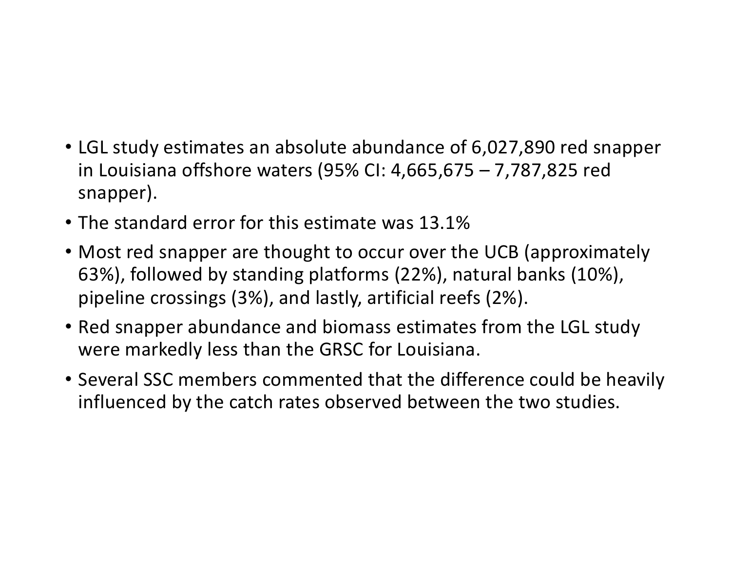- LGL study estimates an absolute abundance of 6,027,890 red snapper in Louisiana offshore waters (95% CI: 4,665,675 – 7,787,825 red snapper).
- The standard error for this estimate was 13.1%
- Most red snapper are thought to occur over the UCB (approximately 63%), followed by standing platforms (22%), natural banks (10%), pipeline crossings (3%), and lastly, artificial reefs (2%).
- Red snapper abundance and biomass estimates from the LGL study were markedly less than the GRSC for Louisiana.
- Several SSC members commented that the difference could be heavily influenced by the catch rates observed between the two studies.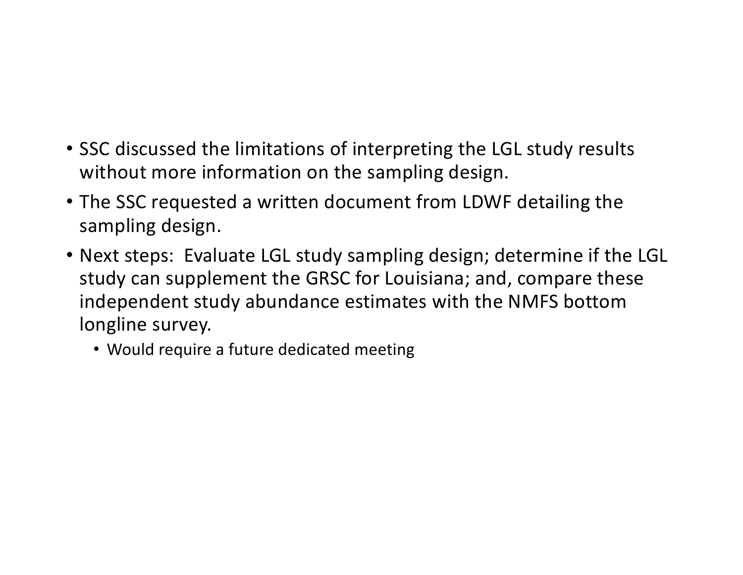- SSC discussed the limitations of interpreting the LGL study results without more information on the sampling design.
- The SSC requested a written document from LDWF detailing the sampling design.
- Next steps: Evaluate LGL study sampling design; determine if the LGL study can supplement the GRSC for Louisiana; and, compare these independent study abundance estimates with the NMFS bottom longline survey.
  - Would require a future dedicated meeting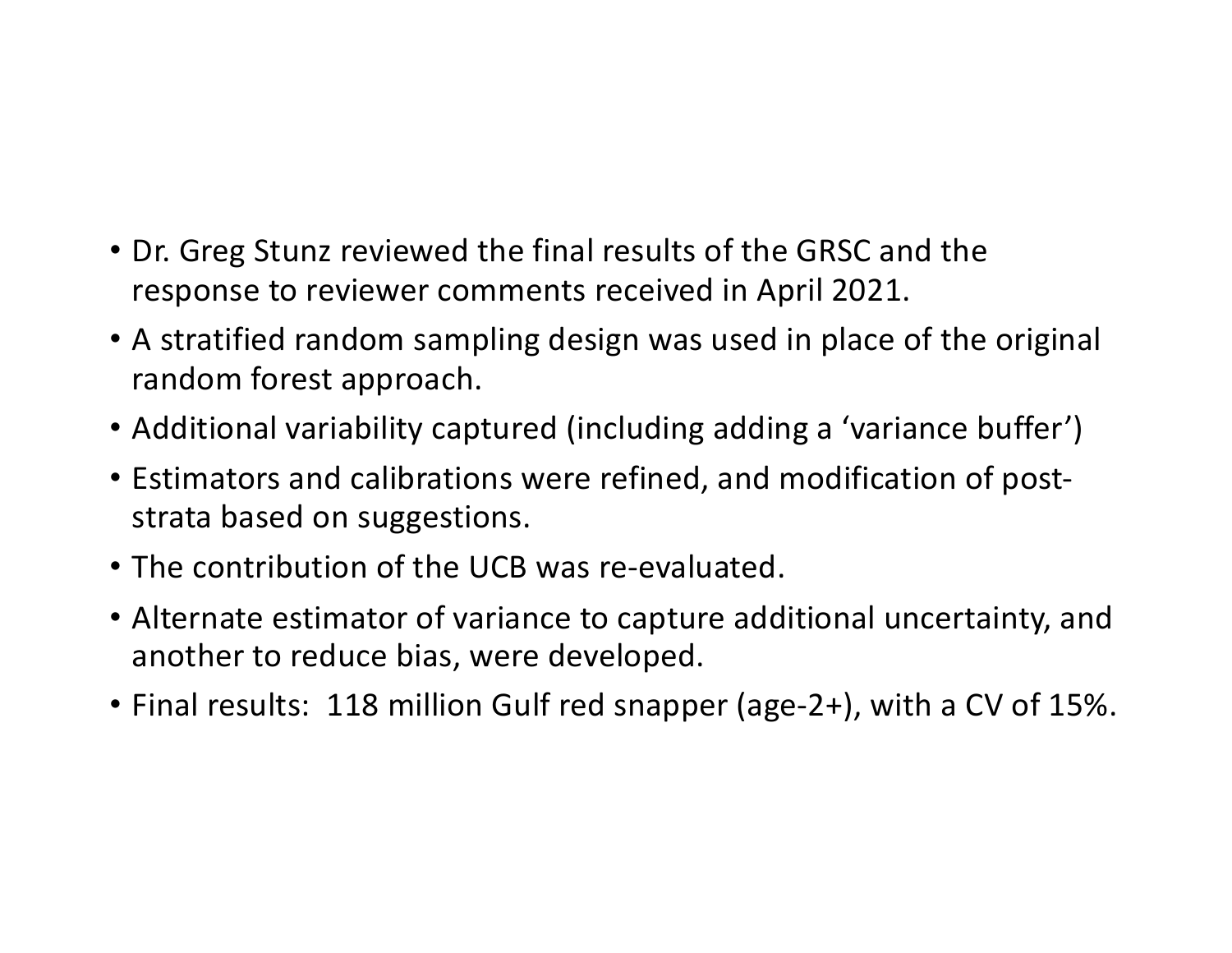- Dr. Greg Stunz reviewed the final results of the GRSC and the response to reviewer comments received in April 2021.
- A stratified random sampling design was used in place of the original random forest approach.
- Additional variability captured (including adding a 'variance buffer')
- Estimators and calibrations were refined, and modification of post-strata based on suggestions.
- The contribution of the UCB was re-evaluated.
- Alternate estimator of variance to capture additional uncertainty, and another to reduce bias, were developed.
- Final results: 118 million Gulf red snapper (age-2+), with a CV of 15%.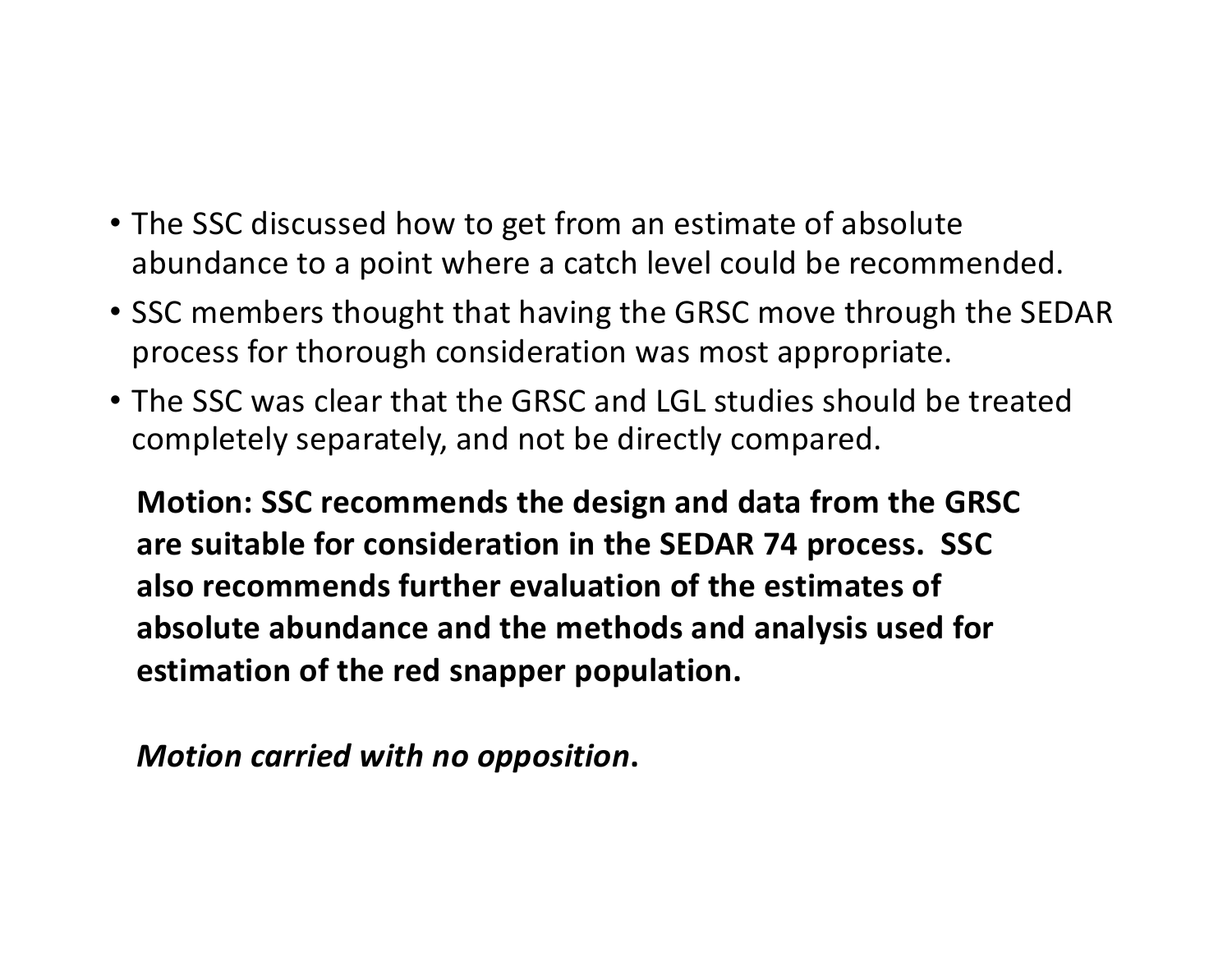- The SSC discussed how to get from an estimate of absolute abundance to a point where a catch level could be recommended.
- SSC members thought that having the GRSC move through the SEDAR process for thorough consideration was most appropriate.
- The SSC was clear that the GRSC and LGL studies should be treated completely separately, and not be directly compared.

**Motion: SSC recommends the design and data from the GRSC are suitable for consideration in the SEDAR 74 process. SSC also recommends further evaluation of the estimates of absolute abundance and the methods and analysis used for estimation of the red snapper population.**

***Motion carried with no opposition*.**